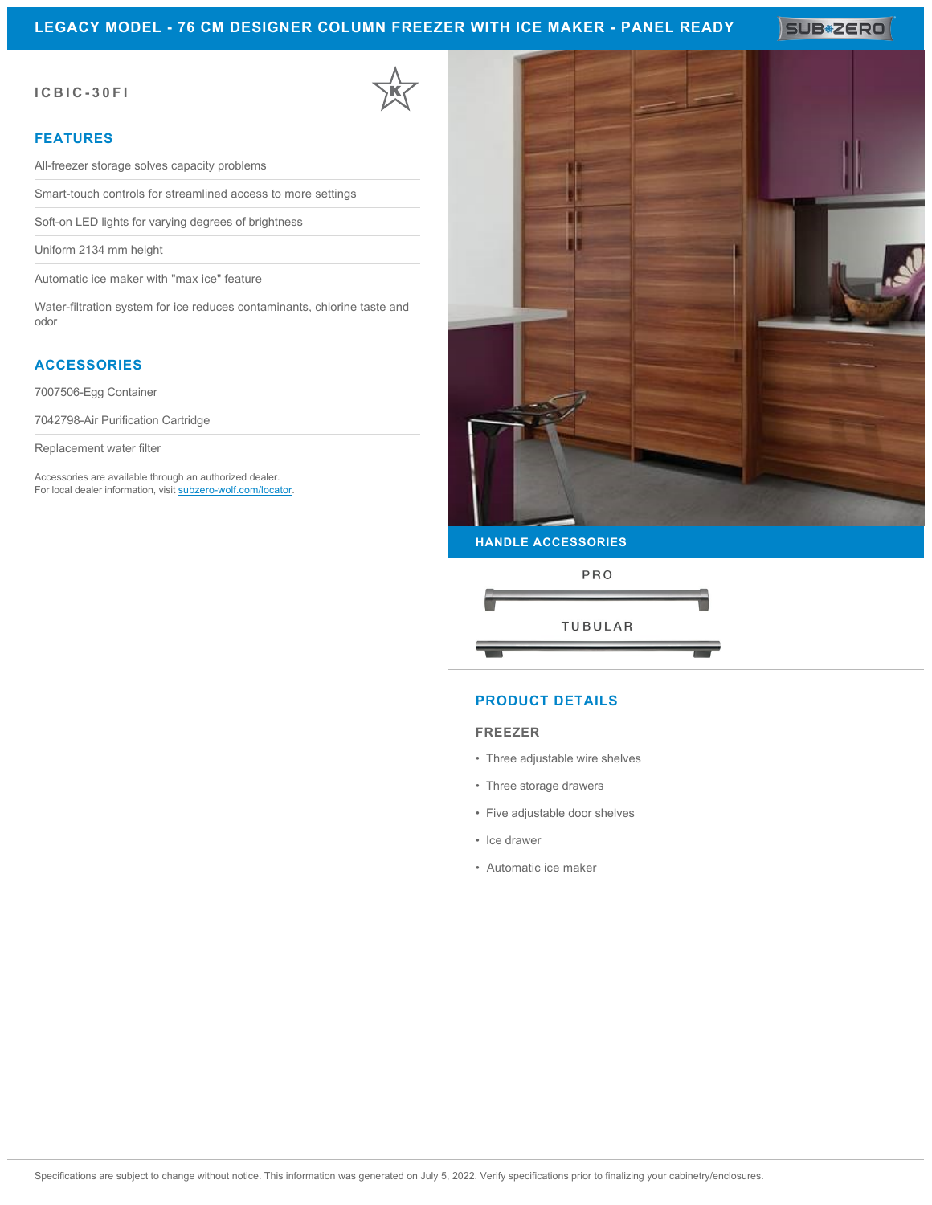# LEGACY MODEL - 76 CM DESIGNER COLUMN FREEZER WITH ICE MAKER - PANEL READY

SUB-ZERO

**ICBIC-30FI**

## FEATURES

- All-freezer storage solves capacity problems
- Smart-touch controls for streamlined access to more settings
- Soft-on LED lights for varying degrees of brightness
- Uniform 2134 mm height
- Automatic ice maker with "max ice" feature
- Water-filtration system for ice reduces contaminants, chlorine taste and odor

## ACCESSORIES

- 7007506-Egg Container
- 7042798-Air Purification Cartridge
- Replacement water filter

Accessories are available through an authorized dealer.
For local dealer information, visit subzero-wolf.com/locator.

## HANDLE ACCESSORIES

PRO

TUBULAR

## PRODUCT DETAILS

### FREEZER

- Three adjustable wire shelves
- Three storage drawers
- Five adjustable door shelves
- Ice drawer
- Automatic ice maker

Specifications are subject to change without notice. This information was generated on July 5, 2022. Verify specifications prior to finalizing your cabinetry/enclosures.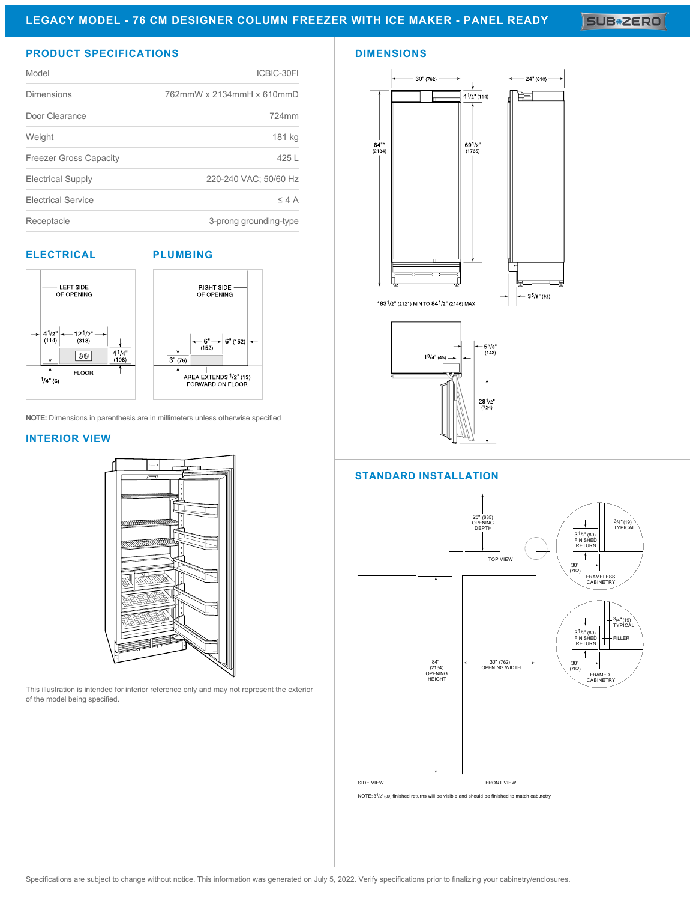# LEGACY MODEL - 76 CM DESIGNER COLUMN FREEZER WITH ICE MAKER - PANEL READY

SUB-ZERO

## PRODUCT SPECIFICATIONS

| | |
|---|---|
| Model | ICBIC-30FI |
| Dimensions | 762mmW x 2134mmH x 610mmD |
| Door Clearance | 724mm |
| Weight | 181 kg |
| Freezer Gross Capacity | 425 L |
| Electrical Supply | 220-240 VAC; 50/60 Hz |
| Electrical Service | ≤ 4 A |
| Receptacle | 3-prong grounding-type |

## ELECTRICAL

LEFT SIDE OF OPENING

4 1/2" (114)

12 1/2" (318)

4 1/4" (108)

FLOOR

1/4" (6)

## PLUMBING

RIGHT SIDE OF OPENING

6" (152)

6" (152)

3" (76)

AREA EXTENDS 1/2" (13) FORWARD ON FLOOR

**NOTE:** Dimensions in parenthesis are in millimeters unless otherwise specified

## INTERIOR VIEW

This illustration is intended for interior reference only and may not represent the exterior of the model being specified.

## DIMENSIONS

30" (762)

24" (610)

4 1/2" (114)

84"* (2134)

69 1/2" (1765)

3 5/8" (92)

*83 1/2" (2121) MIN TO 84 1/2" (2146) MAX

1 3/4" (45)

5 5/8" (143)

28 1/2" (724)

## STANDARD INSTALLATION

25" (635) OPENING DEPTH

TOP VIEW

3/4" (19) TYPICAL

3 1/2" (89) FINISHED RETURN

30" (762)

FRAMELESS CABINETRY

3/4" (19) TYPICAL

3 1/2" (89) FINISHED RETURN

FILLER

30" (762)

FRAMED CABINETRY

84" (2134) OPENING HEIGHT

30" (762) OPENING WIDTH

SIDE VIEW

FRONT VIEW

NOTE: 3 1/2" (89) finished returns will be visible and should be finished to match cabinetry

Specifications are subject to change without notice. This information was generated on July 5, 2022. Verify specifications prior to finalizing your cabinetry/enclosures.